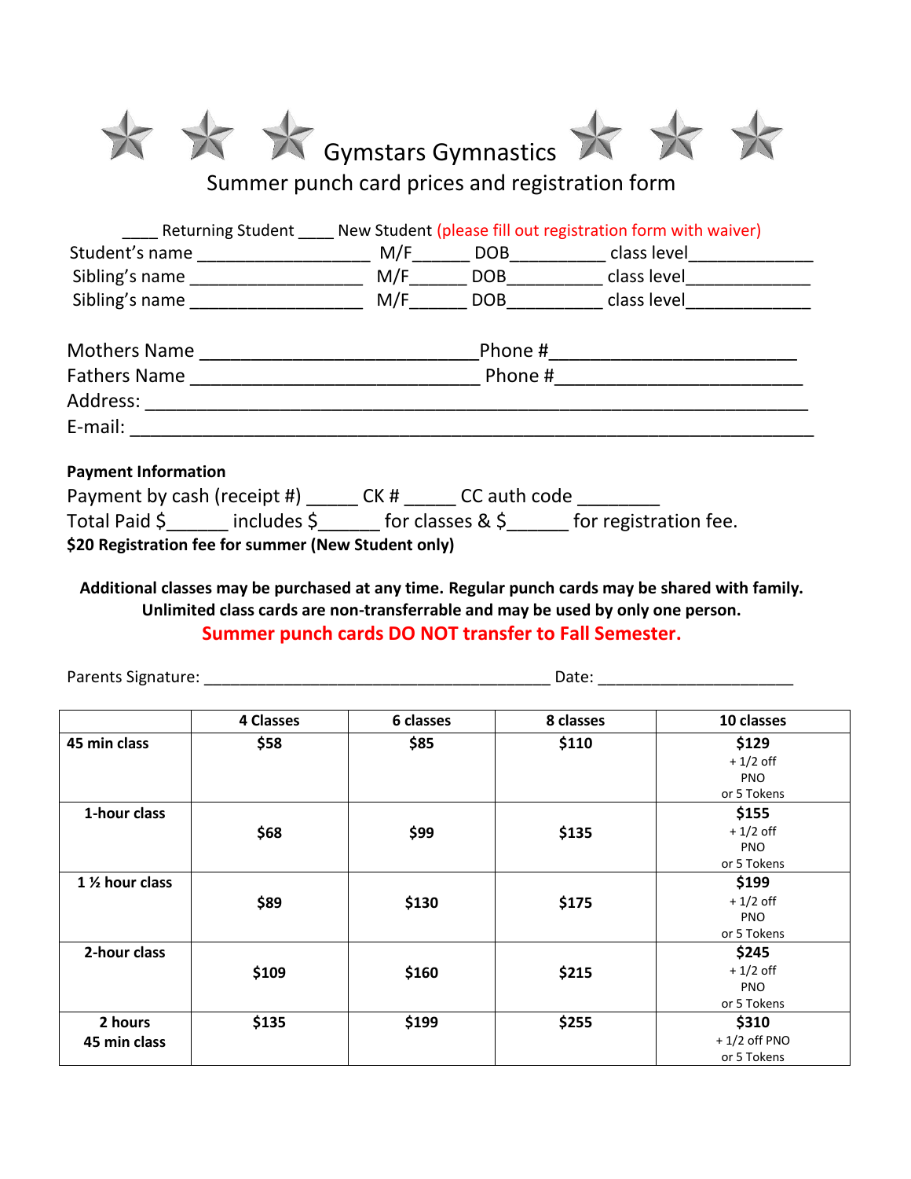# Gymstars Gymnastics

## Summer punch card prices and registration form

____ Returning Student ____ New Student (please fill out registration form with waiver)

Student's name __________________ M/F______ DOB__________ class level_____________

Sibling's name __________________ M/F______ DOB__________ class level_____________

Sibling's name __________________ M/F______ DOB__________ class level_____________

Mothers Name ____________________________Phone #________________________

Fathers Name ____________________________ Phone #________________________

Address: ____________________________________________________________________

E-mail: _____________________________________________________________________

**Payment Information**

Payment by cash (receipt #) _____ CK # _____ CC auth code ________

Total Paid $______ includes $______ for classes & $______ for registration fee.

**$20 Registration fee for summer (New Student only)**

**Additional classes may be purchased at any time. Regular punch cards may be shared with family.**
**Unlimited class cards are non-transferrable and may be used by only one person.**

**Summer punch cards DO NOT transfer to Fall Semester.**

Parents Signature: ________________________________________ Date: ______________________

| | 4 Classes | 6 classes | 8 classes | 10 classes |
|---|---|---|---|---|
| **45 min class** | **$58** | **$85** | **$110** | **$129** + 1/2 off PNO or 5 Tokens |
| **1-hour class** | **$68** | **$99** | **$135** | **$155** + 1/2 off PNO or 5 Tokens |
| **1 ½ hour class** | **$89** | **$130** | **$175** | **$199** + 1/2 off PNO or 5 Tokens |
| **2-hour class** | **$109** | **$160** | **$215** | **$245** + 1/2 off PNO or 5 Tokens |
| **2 hours 45 min class** | **$135** | **$199** | **$255** | **$310** + 1/2 off PNO or 5 Tokens |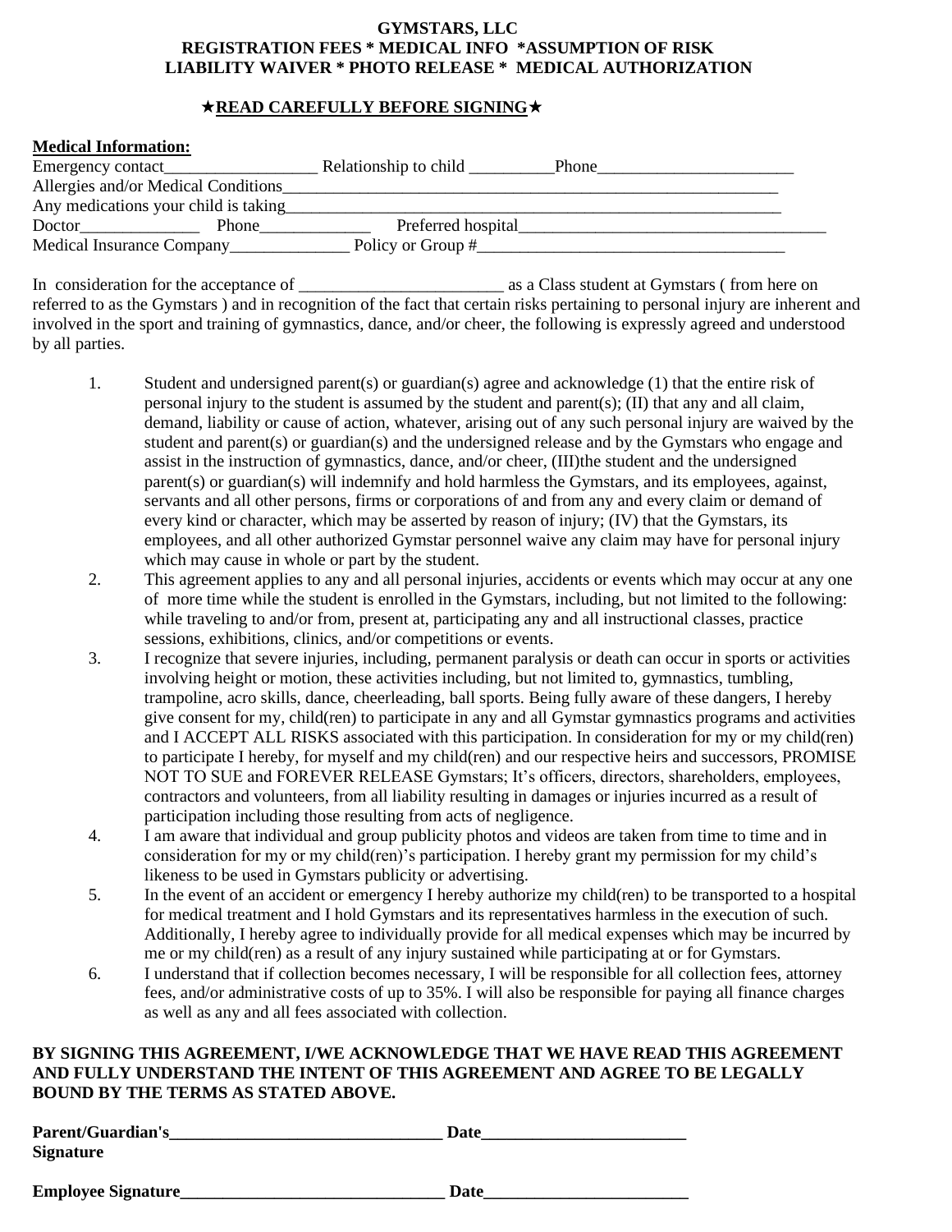**GYMSTARS, LLC**
**REGISTRATION FEES * MEDICAL INFO *ASSUMPTION OF RISK**
**LIABILITY WAIVER * PHOTO RELEASE * MEDICAL AUTHORIZATION**

★**READ CAREFULLY BEFORE SIGNING**★

**Medical Information:**

Emergency contact__________________ Relationship to child __________Phone_______________________

Allergies and/or Medical Conditions_____________________________________________________________

Any medications your child is taking____________________________________________________________

Doctor______________ Phone_____________ Preferred hospital____________________________________

Medical Insurance Company______________ Policy or Group #____________________________________

In consideration for the acceptance of ________________________ as a Class student at Gymstars ( from here on referred to as the Gymstars ) and in recognition of the fact that certain risks pertaining to personal injury are inherent and involved in the sport and training of gymnastics, dance, and/or cheer, the following is expressly agreed and understood by all parties.

1. Student and undersigned parent(s) or guardian(s) agree and acknowledge (1) that the entire risk of personal injury to the student is assumed by the student and parent(s); (II) that any and all claim, demand, liability or cause of action, whatever, arising out of any such personal injury are waived by the student and parent(s) or guardian(s) and the undersigned release and by the Gymstars who engage and assist in the instruction of gymnastics, dance, and/or cheer, (III)the student and the undersigned parent(s) or guardian(s) will indemnify and hold harmless the Gymstars, and its employees, against, servants and all other persons, firms or corporations of and from any and every claim or demand of every kind or character, which may be asserted by reason of injury; (IV) that the Gymstars, its employees, and all other authorized Gymstar personnel waive any claim may have for personal injury which may cause in whole or part by the student.
2. This agreement applies to any and all personal injuries, accidents or events which may occur at any one of more time while the student is enrolled in the Gymstars, including, but not limited to the following: while traveling to and/or from, present at, participating any and all instructional classes, practice sessions, exhibitions, clinics, and/or competitions or events.
3. I recognize that severe injuries, including, permanent paralysis or death can occur in sports or activities involving height or motion, these activities including, but not limited to, gymnastics, tumbling, trampoline, acro skills, dance, cheerleading, ball sports. Being fully aware of these dangers, I hereby give consent for my, child(ren) to participate in any and all Gymstar gymnastics programs and activities and I ACCEPT ALL RISKS associated with this participation. In consideration for my or my child(ren) to participate I hereby, for myself and my child(ren) and our respective heirs and successors, PROMISE NOT TO SUE and FOREVER RELEASE Gymstars; It's officers, directors, shareholders, employees, contractors and volunteers, from all liability resulting in damages or injuries incurred as a result of participation including those resulting from acts of negligence.
4. I am aware that individual and group publicity photos and videos are taken from time to time and in consideration for my or my child(ren)'s participation. I hereby grant my permission for my child's likeness to be used in Gymstars publicity or advertising.
5. In the event of an accident or emergency I hereby authorize my child(ren) to be transported to a hospital for medical treatment and I hold Gymstars and its representatives harmless in the execution of such. Additionally, I hereby agree to individually provide for all medical expenses which may be incurred by me or my child(ren) as a result of any injury sustained while participating at or for Gymstars.
6. I understand that if collection becomes necessary, I will be responsible for all collection fees, attorney fees, and/or administrative costs of up to 35%. I will also be responsible for paying all finance charges as well as any and all fees associated with collection.

**BY SIGNING THIS AGREEMENT, I/WE ACKNOWLEDGE THAT WE HAVE READ THIS AGREEMENT AND FULLY UNDERSTAND THE INTENT OF THIS AGREEMENT AND AGREE TO BE LEGALLY BOUND BY THE TERMS AS STATED ABOVE.**

**Parent/Guardian's Signature________________________________ Date________________________**

**Employee Signature________________________________ Date________________________**